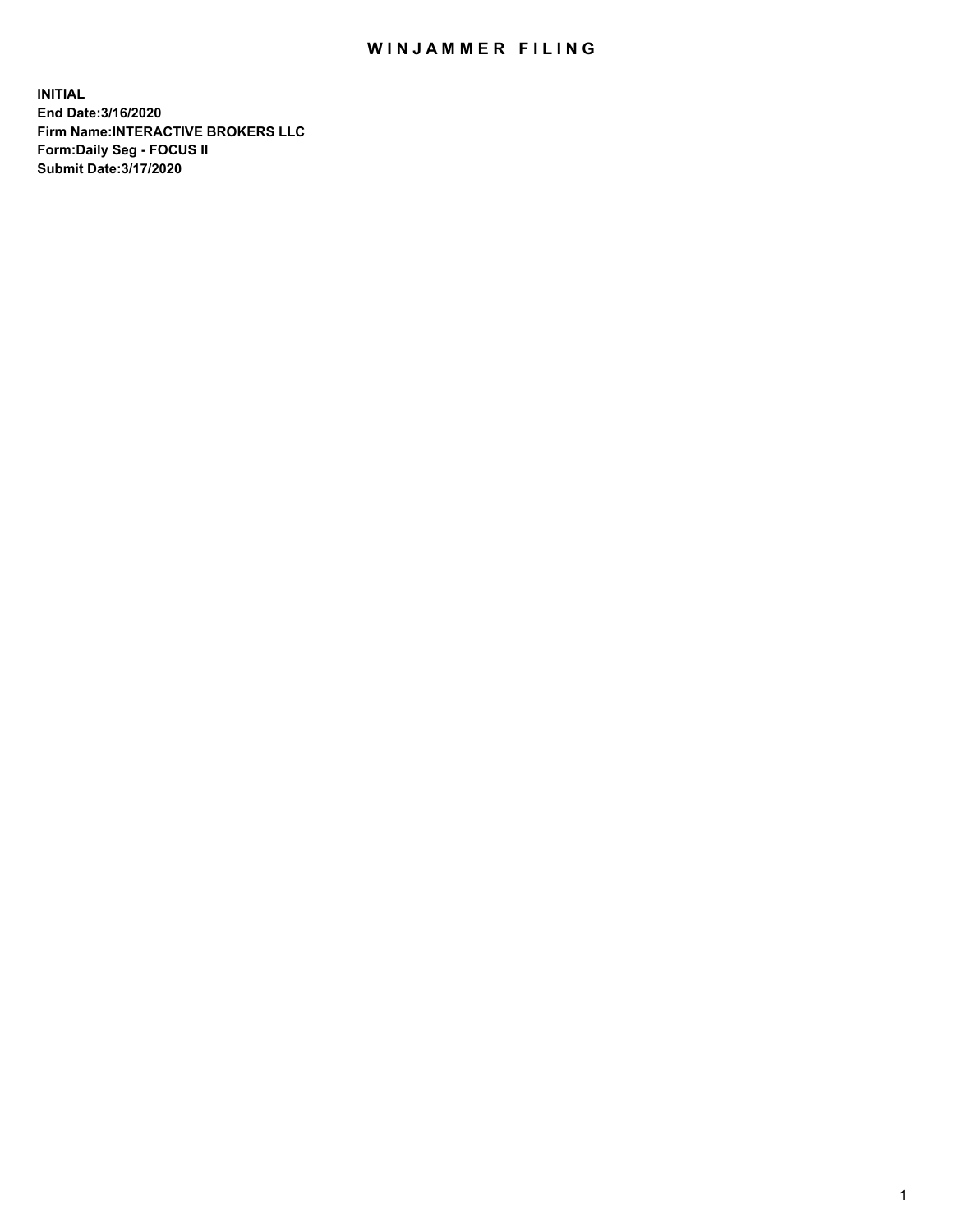# WINJAMMER FILING

**INITIAL**
**End Date:3/16/2020**
**Firm Name:INTERACTIVE BROKERS LLC**
**Form:Daily Seg - FOCUS II**
**Submit Date:3/17/2020**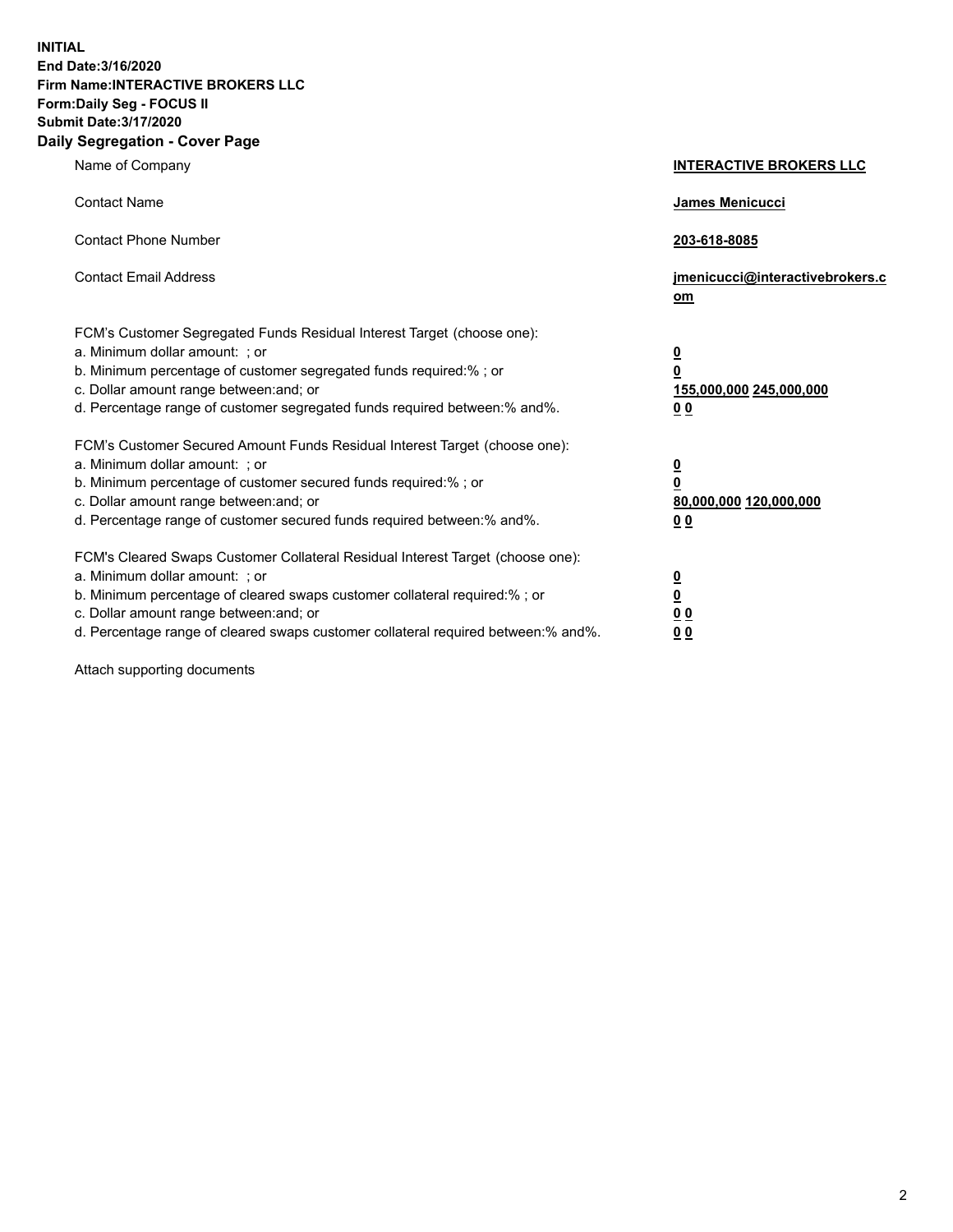**INITIAL**
**End Date:3/16/2020**
**Firm Name:INTERACTIVE BROKERS LLC**
**Form:Daily Seg - FOCUS II**
**Submit Date:3/17/2020**

## Daily Segregation - Cover Page

| | |
|---|---|
| Name of Company | **INTERACTIVE BROKERS LLC** |
| Contact Name | **James Menicucci** |
| Contact Phone Number | **203-618-8085** |
| Contact Email Address | **jmenicucci@interactivebrokers.com** |
| FCM's Customer Segregated Funds Residual Interest Target (choose one): | |
| a. Minimum dollar amount: ; or | **0** |
| b. Minimum percentage of customer segregated funds required:% ; or | **0** |
| c. Dollar amount range between:and; or | **155,000,000 245,000,000** |
| d. Percentage range of customer segregated funds required between:% and%. | **0 0** |
| FCM's Customer Secured Amount Funds Residual Interest Target (choose one): | |
| a. Minimum dollar amount: ; or | **0** |
| b. Minimum percentage of customer secured funds required:% ; or | **0** |
| c. Dollar amount range between:and; or | **80,000,000 120,000,000** |
| d. Percentage range of customer secured funds required between:% and%. | **0 0** |
| FCM's Cleared Swaps Customer Collateral Residual Interest Target (choose one): | |
| a. Minimum dollar amount: ; or | **0** |
| b. Minimum percentage of cleared swaps customer collateral required:% ; or | **0** |
| c. Dollar amount range between:and; or | **0 0** |
| d. Percentage range of cleared swaps customer collateral required between:% and%. | **0 0** |

Attach supporting documents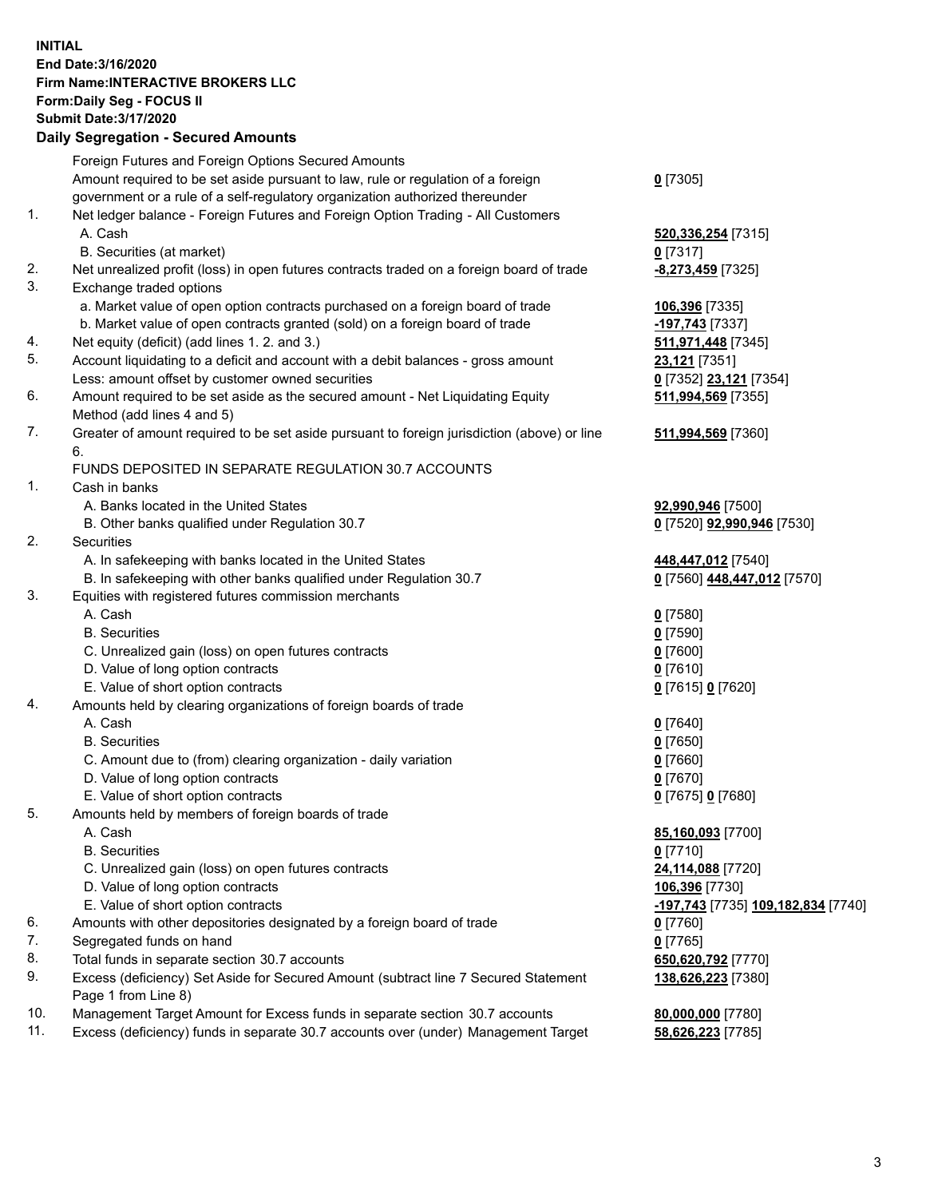**INITIAL**
**End Date:3/16/2020**
**Firm Name:INTERACTIVE BROKERS LLC**
**Form:Daily Seg - FOCUS II**
**Submit Date:3/17/2020**

## Daily Segregation - Secured Amounts

| | | |
|---|---|---|
| | Foreign Futures and Foreign Options Secured Amounts | |
| | Amount required to be set aside pursuant to law, rule or regulation of a foreign government or a rule of a self-regulatory organization authorized thereunder | **0** [7305] |
| 1. | Net ledger balance - Foreign Futures and Foreign Option Trading - All Customers | |
| | A. Cash | **520,336,254** [7315] |
| | B. Securities (at market) | **0** [7317] |
| 2. | Net unrealized profit (loss) in open futures contracts traded on a foreign board of trade | **-8,273,459** [7325] |
| 3. | Exchange traded options | |
| | a. Market value of open option contracts purchased on a foreign board of trade | **106,396** [7335] |
| | b. Market value of open contracts granted (sold) on a foreign board of trade | **-197,743** [7337] |
| 4. | Net equity (deficit) (add lines 1. 2. and 3.) | **511,971,448** [7345] |
| 5. | Account liquidating to a deficit and account with a debit balances - gross amount | **23,121** [7351] |
| | Less: amount offset by customer owned securities | **0** [7352] **23,121** [7354] |
| 6. | Amount required to be set aside as the secured amount - Net Liquidating Equity Method (add lines 4 and 5) | **511,994,569** [7355] |
| 7. | Greater of amount required to be set aside pursuant to foreign jurisdiction (above) or line 6. | **511,994,569** [7360] |
| | FUNDS DEPOSITED IN SEPARATE REGULATION 30.7 ACCOUNTS | |
| 1. | Cash in banks | |
| | A. Banks located in the United States | **92,990,946** [7500] |
| | B. Other banks qualified under Regulation 30.7 | **0** [7520] **92,990,946** [7530] |
| 2. | Securities | |
| | A. In safekeeping with banks located in the United States | **448,447,012** [7540] |
| | B. In safekeeping with other banks qualified under Regulation 30.7 | **0** [7560] **448,447,012** [7570] |
| 3. | Equities with registered futures commission merchants | |
| | A. Cash | **0** [7580] |
| | B. Securities | **0** [7590] |
| | C. Unrealized gain (loss) on open futures contracts | **0** [7600] |
| | D. Value of long option contracts | **0** [7610] |
| | E. Value of short option contracts | **0** [7615] **0** [7620] |
| 4. | Amounts held by clearing organizations of foreign boards of trade | |
| | A. Cash | **0** [7640] |
| | B. Securities | **0** [7650] |
| | C. Amount due to (from) clearing organization - daily variation | **0** [7660] |
| | D. Value of long option contracts | **0** [7670] |
| | E. Value of short option contracts | **0** [7675] **0** [7680] |
| 5. | Amounts held by members of foreign boards of trade | |
| | A. Cash | **85,160,093** [7700] |
| | B. Securities | **0** [7710] |
| | C. Unrealized gain (loss) on open futures contracts | **24,114,088** [7720] |
| | D. Value of long option contracts | **106,396** [7730] |
| | E. Value of short option contracts | **-197,743** [7735] **109,182,834** [7740] |
| 6. | Amounts with other depositories designated by a foreign board of trade | **0** [7760] |
| 7. | Segregated funds on hand | **0** [7765] |
| 8. | Total funds in separate section 30.7 accounts | **650,620,792** [7770] |
| 9. | Excess (deficiency) Set Aside for Secured Amount (subtract line 7 Secured Statement Page 1 from Line 8) | **138,626,223** [7380] |
| 10. | Management Target Amount for Excess funds in separate section 30.7 accounts | **80,000,000** [7780] |
| 11. | Excess (deficiency) funds in separate 30.7 accounts over (under) Management Target | **58,626,223** [7785] |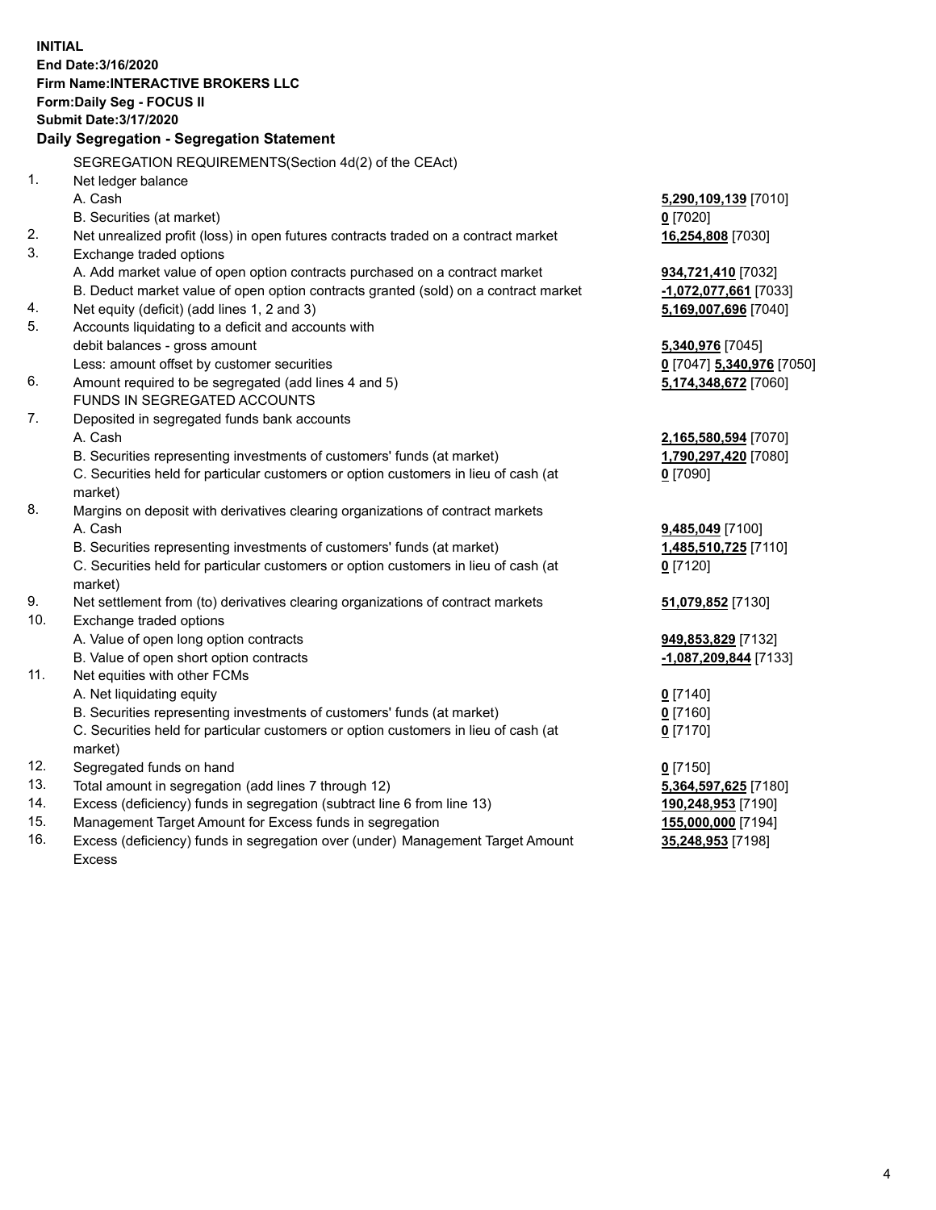**INITIAL**
**End Date:3/16/2020**
**Firm Name:INTERACTIVE BROKERS LLC**
**Form:Daily Seg - FOCUS II**
**Submit Date:3/17/2020**

## Daily Segregation - Segregation Statement

SEGREGATION REQUIREMENTS(Section 4d(2) of the CEAct)

| | | |
|---|---|---|
| 1. | Net ledger balance | |
| | A. Cash | **5,290,109,139** [7010] |
| | B. Securities (at market) | **0** [7020] |
| 2. | Net unrealized profit (loss) in open futures contracts traded on a contract market | **16,254,808** [7030] |
| 3. | Exchange traded options | |
| | A. Add market value of open option contracts purchased on a contract market | **934,721,410** [7032] |
| | B. Deduct market value of open option contracts granted (sold) on a contract market | **-1,072,077,661** [7033] |
| 4. | Net equity (deficit) (add lines 1, 2 and 3) | **5,169,007,696** [7040] |
| 5. | Accounts liquidating to a deficit and accounts with | |
| | debit balances - gross amount | **5,340,976** [7045] |
| | Less: amount offset by customer securities | **0** [7047] **5,340,976** [7050] |
| 6. | Amount required to be segregated (add lines 4 and 5) | **5,174,348,672** [7060] |
| | FUNDS IN SEGREGATED ACCOUNTS | |
| 7. | Deposited in segregated funds bank accounts | |
| | A. Cash | **2,165,580,594** [7070] |
| | B. Securities representing investments of customers' funds (at market) | **1,790,297,420** [7080] |
| | C. Securities held for particular customers or option customers in lieu of cash (at market) | **0** [7090] |
| 8. | Margins on deposit with derivatives clearing organizations of contract markets | |
| | A. Cash | **9,485,049** [7100] |
| | B. Securities representing investments of customers' funds (at market) | **1,485,510,725** [7110] |
| | C. Securities held for particular customers or option customers in lieu of cash (at market) | **0** [7120] |
| 9. | Net settlement from (to) derivatives clearing organizations of contract markets | **51,079,852** [7130] |
| 10. | Exchange traded options | |
| | A. Value of open long option contracts | **949,853,829** [7132] |
| | B. Value of open short option contracts | **-1,087,209,844** [7133] |
| 11. | Net equities with other FCMs | |
| | A. Net liquidating equity | **0** [7140] |
| | B. Securities representing investments of customers' funds (at market) | **0** [7160] |
| | C. Securities held for particular customers or option customers in lieu of cash (at market) | **0** [7170] |
| 12. | Segregated funds on hand | **0** [7150] |
| 13. | Total amount in segregation (add lines 7 through 12) | **5,364,597,625** [7180] |
| 14. | Excess (deficiency) funds in segregation (subtract line 6 from line 13) | **190,248,953** [7190] |
| 15. | Management Target Amount for Excess funds in segregation | **155,000,000** [7194] |
| 16. | Excess (deficiency) funds in segregation over (under) Management Target Amount Excess | **35,248,953** [7198] |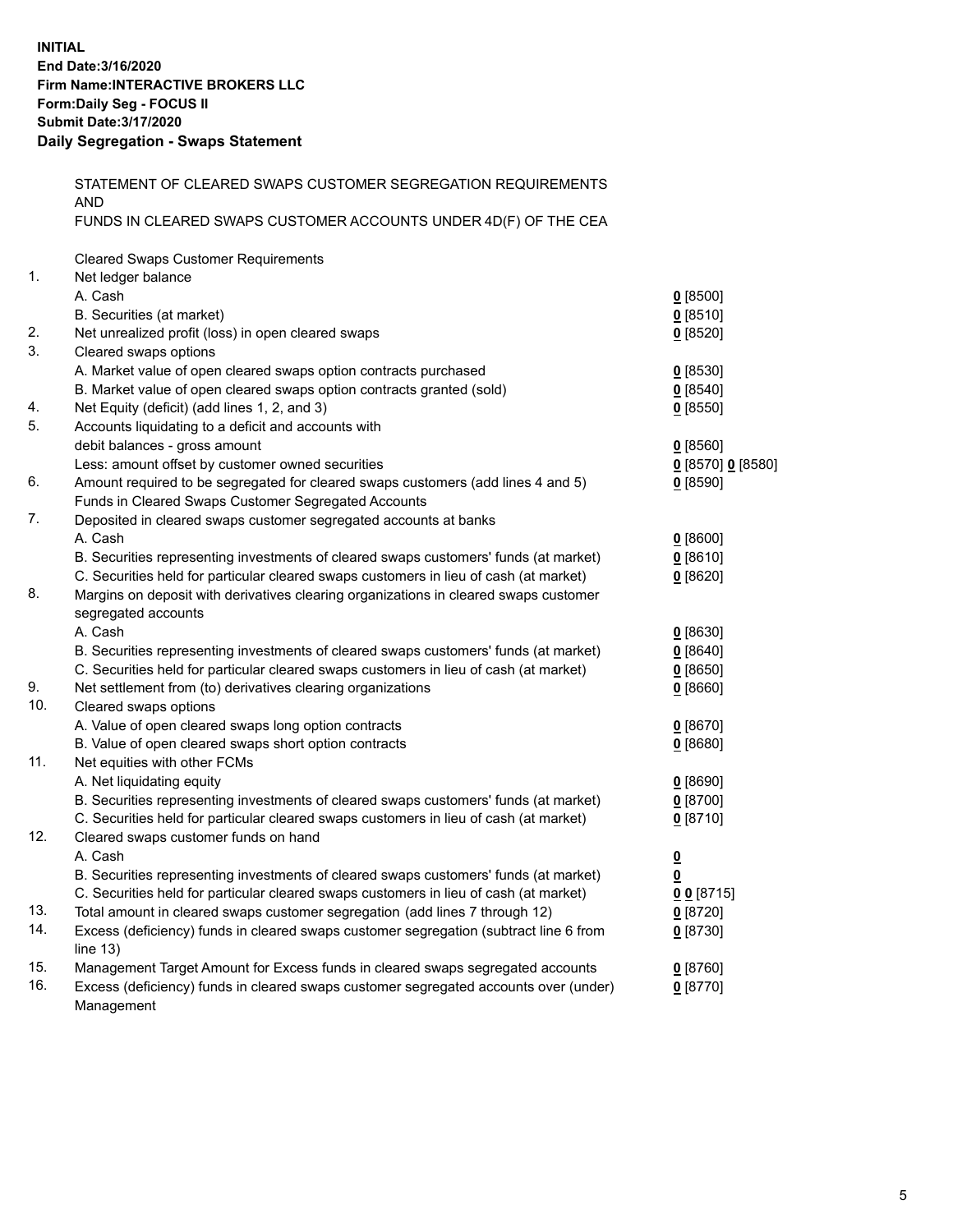**INITIAL**
**End Date:3/16/2020**
**Firm Name:INTERACTIVE BROKERS LLC**
**Form:Daily Seg - FOCUS II**
**Submit Date:3/17/2020**
**Daily Segregation - Swaps Statement**

STATEMENT OF CLEARED SWAPS CUSTOMER SEGREGATION REQUIREMENTS
AND
FUNDS IN CLEARED SWAPS CUSTOMER ACCOUNTS UNDER 4D(F) OF THE CEA

| | | |
|---|---|---|
| | Cleared Swaps Customer Requirements | |
| 1. | Net ledger balance | |
| | A. Cash | 0 [8500] |
| | B. Securities (at market) | 0 [8510] |
| 2. | Net unrealized profit (loss) in open cleared swaps | 0 [8520] |
| 3. | Cleared swaps options | |
| | A. Market value of open cleared swaps option contracts purchased | 0 [8530] |
| | B. Market value of open cleared swaps option contracts granted (sold) | 0 [8540] |
| 4. | Net Equity (deficit) (add lines 1, 2, and 3) | 0 [8550] |
| 5. | Accounts liquidating to a deficit and accounts with | |
| | debit balances - gross amount | 0 [8560] |
| | Less: amount offset by customer owned securities | 0 [8570] 0 [8580] |
| 6. | Amount required to be segregated for cleared swaps customers (add lines 4 and 5) | 0 [8590] |
| | Funds in Cleared Swaps Customer Segregated Accounts | |
| 7. | Deposited in cleared swaps customer segregated accounts at banks | |
| | A. Cash | 0 [8600] |
| | B. Securities representing investments of cleared swaps customers' funds (at market) | 0 [8610] |
| | C. Securities held for particular cleared swaps customers in lieu of cash (at market) | 0 [8620] |
| 8. | Margins on deposit with derivatives clearing organizations in cleared swaps customer segregated accounts | |
| | A. Cash | 0 [8630] |
| | B. Securities representing investments of cleared swaps customers' funds (at market) | 0 [8640] |
| | C. Securities held for particular cleared swaps customers in lieu of cash (at market) | 0 [8650] |
| 9. | Net settlement from (to) derivatives clearing organizations | 0 [8660] |
| 10. | Cleared swaps options | |
| | A. Value of open cleared swaps long option contracts | 0 [8670] |
| | B. Value of open cleared swaps short option contracts | 0 [8680] |
| 11. | Net equities with other FCMs | |
| | A. Net liquidating equity | 0 [8690] |
| | B. Securities representing investments of cleared swaps customers' funds (at market) | 0 [8700] |
| | C. Securities held for particular cleared swaps customers in lieu of cash (at market) | 0 [8710] |
| 12. | Cleared swaps customer funds on hand | |
| | A. Cash | 0 |
| | B. Securities representing investments of cleared swaps customers' funds (at market) | 0 |
| | C. Securities held for particular cleared swaps customers in lieu of cash (at market) | 0 0 [8715] |
| 13. | Total amount in cleared swaps customer segregation (add lines 7 through 12) | 0 [8720] |
| 14. | Excess (deficiency) funds in cleared swaps customer segregation (subtract line 6 from line 13) | 0 [8730] |
| 15. | Management Target Amount for Excess funds in cleared swaps segregated accounts | 0 [8760] |
| 16. | Excess (deficiency) funds in cleared swaps customer segregated accounts over (under) Management | 0 [8770] |